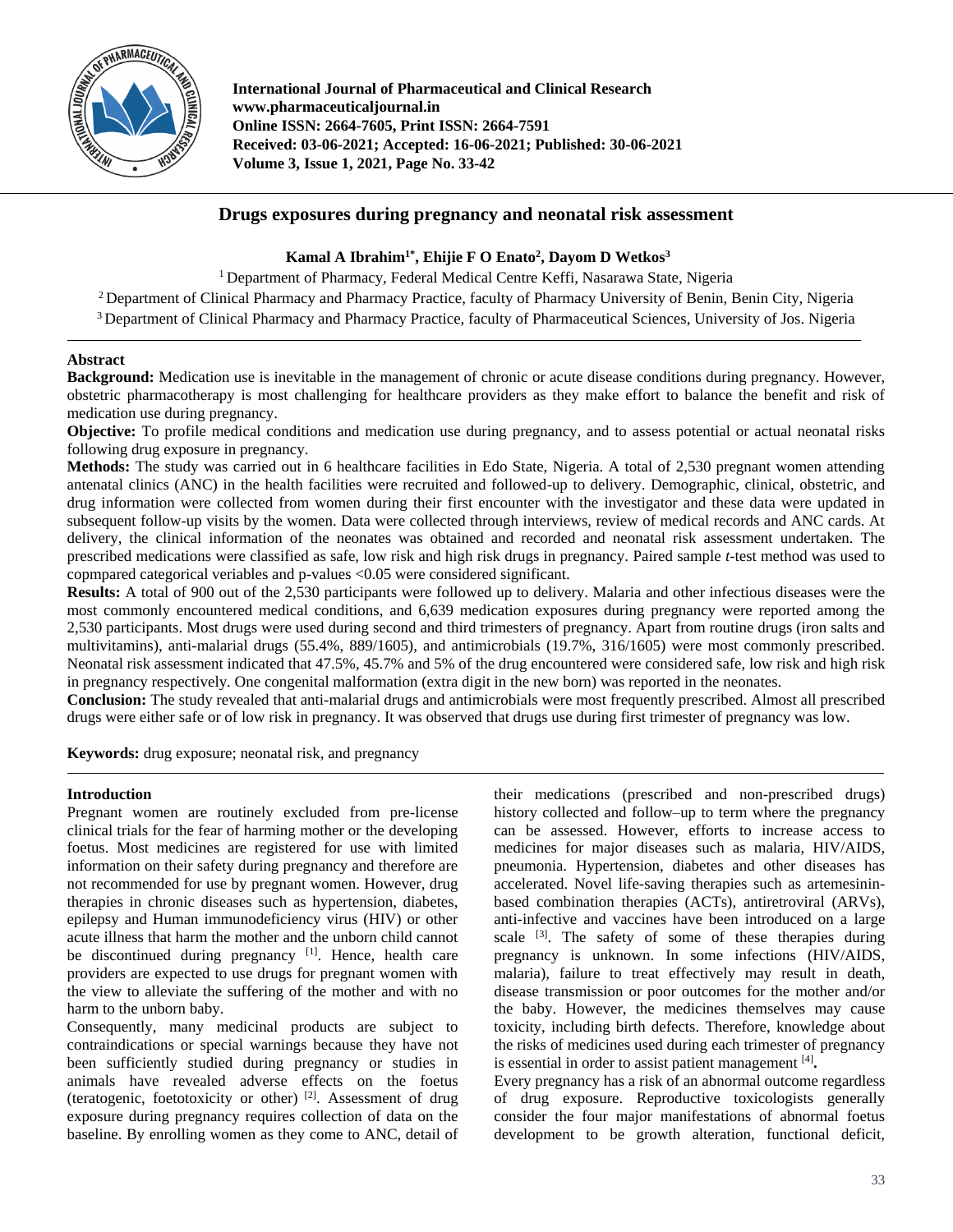# Drugs exposures during pregnancy and neonatal risk assessment

**Kamal A Ibrahim[1*], Ehijie F O Enato[2], Dayom D Wetkos[3]**

[1] Department of Pharmacy, Federal Medical Centre Keffi, Nasarawa State, Nigeria

[2] Department of Clinical Pharmacy and Pharmacy Practice, faculty of Pharmacy University of Benin, Benin City, Nigeria

[3] Department of Clinical Pharmacy and Pharmacy Practice, faculty of Pharmaceutical Sciences, University of Jos. Nigeria

## Abstract

**Background:** Medication use is inevitable in the management of chronic or acute disease conditions during pregnancy. However, obstetric pharmacotherapy is most challenging for healthcare providers as they make effort to balance the benefit and risk of medication use during pregnancy.

**Objective:** To profile medical conditions and medication use during pregnancy, and to assess potential or actual neonatal risks following drug exposure in pregnancy.

**Methods:** The study was carried out in 6 healthcare facilities in Edo State, Nigeria. A total of 2,530 pregnant women attending antenatal clinics (ANC) in the health facilities were recruited and followed-up to delivery. Demographic, clinical, obstetric, and drug information were collected from women during their first encounter with the investigator and these data were updated in subsequent follow-up visits by the women. Data were collected through interviews, review of medical records and ANC cards. At delivery, the clinical information of the neonates was obtained and recorded and neonatal risk assessment undertaken. The prescribed medications were classified as safe, low risk and high risk drugs in pregnancy. Paired sample *t*-test method was used to copmpared categorical veriables and p-values <0.05 were considered significant.

**Results:** A total of 900 out of the 2,530 participants were followed up to delivery. Malaria and other infectious diseases were the most commonly encountered medical conditions, and 6,639 medication exposures during pregnancy were reported among the 2,530 participants. Most drugs were used during second and third trimesters of pregnancy. Apart from routine drugs (iron salts and multivitamins), anti-malarial drugs (55.4%, 889/1605), and antimicrobials (19.7%, 316/1605) were most commonly prescribed. Neonatal risk assessment indicated that 47.5%, 45.7% and 5% of the drug encountered were considered safe, low risk and high risk in pregnancy respectively. One congenital malformation (extra digit in the new born) was reported in the neonates.

**Conclusion:** The study revealed that anti-malarial drugs and antimicrobials were most frequently prescribed. Almost all prescribed drugs were either safe or of low risk in pregnancy. It was observed that drugs use during first trimester of pregnancy was low.

**Keywords:** drug exposure; neonatal risk, and pregnancy

## Introduction

Pregnant women are routinely excluded from pre-license clinical trials for the fear of harming mother or the developing foetus. Most medicines are registered for use with limited information on their safety during pregnancy and therefore are not recommended for use by pregnant women. However, drug therapies in chronic diseases such as hypertension, diabetes, epilepsy and Human immunodeficiency virus (HIV) or other acute illness that harm the mother and the unborn child cannot be discontinued during pregnancy [1]. Hence, health care providers are expected to use drugs for pregnant women with the view to alleviate the suffering of the mother and with no harm to the unborn baby.

Consequently, many medicinal products are subject to contraindications or special warnings because they have not been sufficiently studied during pregnancy or studies in animals have revealed adverse effects on the foetus (teratogenic, foetotoxicity or other) [2]. Assessment of drug exposure during pregnancy requires collection of data on the baseline. By enrolling women as they come to ANC, detail of their medications (prescribed and non-prescribed drugs) history collected and follow–up to term where the pregnancy can be assessed. However, efforts to increase access to medicines for major diseases such as malaria, HIV/AIDS, pneumonia. Hypertension, diabetes and other diseases has accelerated. Novel life-saving therapies such as artemesinin-based combination therapies (ACTs), antiretroviral (ARVs), anti-infective and vaccines have been introduced on a large scale [3]. The safety of some of these therapies during pregnancy is unknown. In some infections (HIV/AIDS, malaria), failure to treat effectively may result in death, disease transmission or poor outcomes for the mother and/or the baby. However, the medicines themselves may cause toxicity, including birth defects. Therefore, knowledge about the risks of medicines used during each trimester of pregnancy is essential in order to assist patient management [4].

Every pregnancy has a risk of an abnormal outcome regardless of drug exposure. Reproductive toxicologists generally consider the four major manifestations of abnormal foetus development to be growth alteration, functional deficit,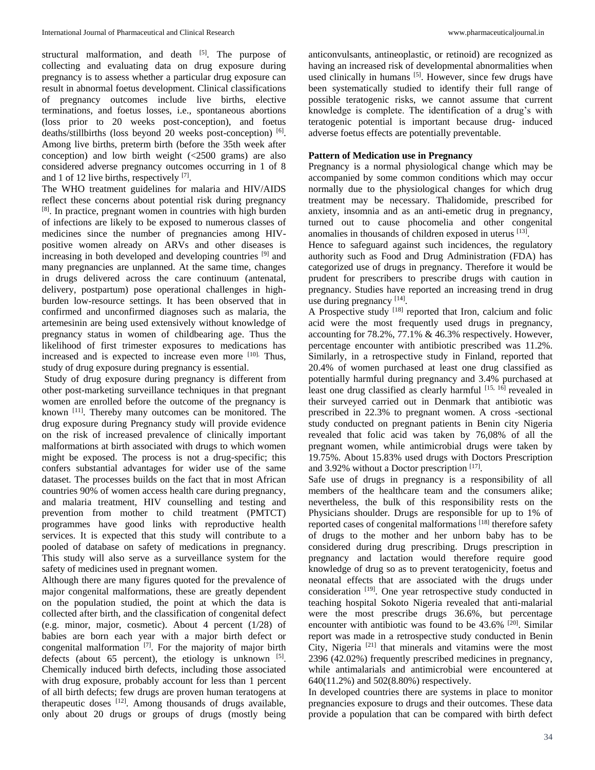structural malformation, and death [5]. The purpose of collecting and evaluating data on drug exposure during pregnancy is to assess whether a particular drug exposure can result in abnormal foetus development. Clinical classifications of pregnancy outcomes include live births, elective terminations, and foetus losses, i.e., spontaneous abortions (loss prior to 20 weeks post-conception), and foetus deaths/stillbirths (loss beyond 20 weeks post-conception) [6]. Among live births, preterm birth (before the 35th week after conception) and low birth weight (<2500 grams) are also considered adverse pregnancy outcomes occurring in 1 of 8 and 1 of 12 live births, respectively [7].

The WHO treatment guidelines for malaria and HIV/AIDS reflect these concerns about potential risk during pregnancy [8]. In practice, pregnant women in countries with high burden of infections are likely to be exposed to numerous classes of medicines since the number of pregnancies among HIV-positive women already on ARVs and other diseases is increasing in both developed and developing countries [9] and many pregnancies are unplanned. At the same time, changes in drugs delivered across the care continuum (antenatal, delivery, postpartum) pose operational challenges in high-burden low-resource settings. It has been observed that in confirmed and unconfirmed diagnoses such as malaria, the artemesinin are being used extensively without knowledge of pregnancy status in women of childbearing age. Thus the likelihood of first trimester exposures to medications has increased and is expected to increase even more [10]. Thus, study of drug exposure during pregnancy is essential.

Study of drug exposure during pregnancy is different from other post-marketing surveillance techniques in that pregnant women are enrolled before the outcome of the pregnancy is known [11]. Thereby many outcomes can be monitored. The drug exposure during Pregnancy study will provide evidence on the risk of increased prevalence of clinically important malformations at birth associated with drugs to which women might be exposed. The process is not a drug-specific; this confers substantial advantages for wider use of the same dataset. The processes builds on the fact that in most African countries 90% of women access health care during pregnancy, and malaria treatment, HIV counselling and testing and prevention from mother to child treatment (PMTCT) programmes have good links with reproductive health services. It is expected that this study will contribute to a pooled of database on safety of medications in pregnancy. This study will also serve as a surveillance system for the safety of medicines used in pregnant women.

Although there are many figures quoted for the prevalence of major congenital malformations, these are greatly dependent on the population studied, the point at which the data is collected after birth, and the classification of congenital defect (e.g. minor, major, cosmetic). About 4 percent (1/28) of babies are born each year with a major birth defect or congenital malformation [7]. For the majority of major birth defects (about 65 percent), the etiology is unknown [5]. Chemically induced birth defects, including those associated with drug exposure, probably account for less than 1 percent of all birth defects; few drugs are proven human teratogens at therapeutic doses [12]. Among thousands of drugs available, only about 20 drugs or groups of drugs (mostly being anticonvulsants, antineoplastic, or retinoid) are recognized as having an increased risk of developmental abnormalities when used clinically in humans [5]. However, since few drugs have been systematically studied to identify their full range of possible teratogenic risks, we cannot assume that current knowledge is complete. The identification of a drug's with teratogenic potential is important because drug- induced adverse foetus effects are potentially preventable.

**Pattern of Medication use in Pregnancy**

Pregnancy is a normal physiological change which may be accompanied by some common conditions which may occur normally due to the physiological changes for which drug treatment may be necessary. Thalidomide, prescribed for anxiety, insomnia and as an anti-emetic drug in pregnancy, turned out to cause phocomelia and other congenital anomalies in thousands of children exposed in uterus [13].

Hence to safeguard against such incidences, the regulatory authority such as Food and Drug Administration (FDA) has categorized use of drugs in pregnancy. Therefore it would be prudent for prescribers to prescribe drugs with caution in pregnancy. Studies have reported an increasing trend in drug use during pregnancy [14].

A Prospective study [18] reported that Iron, calcium and folic acid were the most frequently used drugs in pregnancy, accounting for 78.2%, 77.1% & 46.3% respectively. However, percentage encounter with antibiotic prescribed was 11.2%. Similarly, in a retrospective study in Finland, reported that 20.4% of women purchased at least one drug classified as potentially harmful during pregnancy and 3.4% purchased at least one drug classified as clearly harmful [15, 16] revealed in their surveyed carried out in Denmark that antibiotic was prescribed in 22.3% to pregnant women. A cross -sectional study conducted on pregnant patients in Benin city Nigeria revealed that folic acid was taken by 76,08% of all the pregnant women, while antimicrobial drugs were taken by 19.75%. About 15.83% used drugs with Doctors Prescription and 3.92% without a Doctor prescription [17].

Safe use of drugs in pregnancy is a responsibility of all members of the healthcare team and the consumers alike; nevertheless, the bulk of this responsibility rests on the Physicians shoulder. Drugs are responsible for up to 1% of reported cases of congenital malformations [18] therefore safety of drugs to the mother and her unborn baby has to be considered during drug prescribing. Drugs prescription in pregnancy and lactation would therefore require good knowledge of drug so as to prevent teratogenicity, foetus and neonatal effects that are associated with the drugs under consideration [19]. One year retrospective study conducted in teaching hospital Sokoto Nigeria revealed that anti-malarial were the most prescribe drugs 36.6%, but percentage encounter with antibiotic was found to be 43.6% [20]. Similar report was made in a retrospective study conducted in Benin City, Nigeria [21] that minerals and vitamins were the most 2396 (42.02%) frequently prescribed medicines in pregnancy, while antimalarials and antimicrobial were encountered at 640(11.2%) and 502(8.80%) respectively.

In developed countries there are systems in place to monitor pregnancies exposure to drugs and their outcomes. These data provide a population that can be compared with birth defect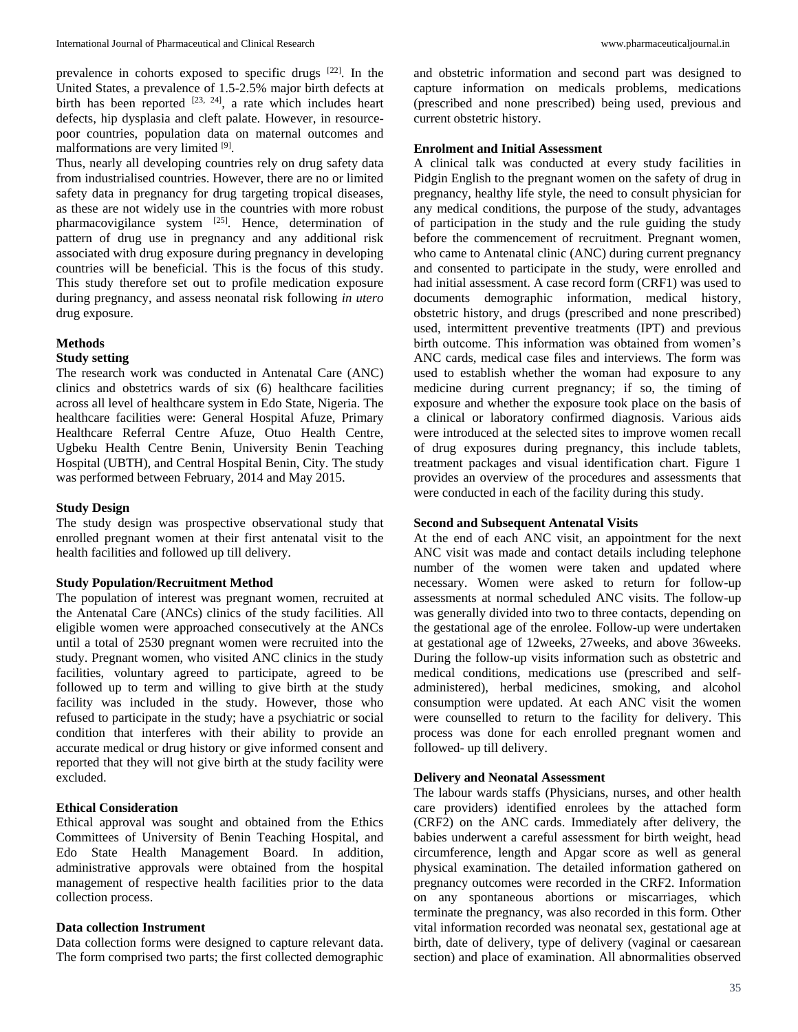prevalence in cohorts exposed to specific drugs [22]. In the United States, a prevalence of 1.5-2.5% major birth defects at birth has been reported [23, 24], a rate which includes heart defects, hip dysplasia and cleft palate. However, in resource-poor countries, population data on maternal outcomes and malformations are very limited [9].

Thus, nearly all developing countries rely on drug safety data from industrialised countries. However, there are no or limited safety data in pregnancy for drug targeting tropical diseases, as these are not widely use in the countries with more robust pharmacovigilance system [25]. Hence, determination of pattern of drug use in pregnancy and any additional risk associated with drug exposure during pregnancy in developing countries will be beneficial. This is the focus of this study. This study therefore set out to profile medication exposure during pregnancy, and assess neonatal risk following *in utero* drug exposure.

## Methods

### Study setting

The research work was conducted in Antenatal Care (ANC) clinics and obstetrics wards of six (6) healthcare facilities across all level of healthcare system in Edo State, Nigeria. The healthcare facilities were: General Hospital Afuze, Primary Healthcare Referral Centre Afuze, Otuo Health Centre, Ugbeku Health Centre Benin, University Benin Teaching Hospital (UBTH), and Central Hospital Benin, City. The study was performed between February, 2014 and May 2015.

### Study Design

The study design was prospective observational study that enrolled pregnant women at their first antenatal visit to the health facilities and followed up till delivery.

### Study Population/Recruitment Method

The population of interest was pregnant women, recruited at the Antenatal Care (ANCs) clinics of the study facilities. All eligible women were approached consecutively at the ANCs until a total of 2530 pregnant women were recruited into the study. Pregnant women, who visited ANC clinics in the study facilities, voluntary agreed to participate, agreed to be followed up to term and willing to give birth at the study facility was included in the study. However, those who refused to participate in the study; have a psychiatric or social condition that interferes with their ability to provide an accurate medical or drug history or give informed consent and reported that they will not give birth at the study facility were excluded.

### Ethical Consideration

Ethical approval was sought and obtained from the Ethics Committees of University of Benin Teaching Hospital, and Edo State Health Management Board. In addition, administrative approvals were obtained from the hospital management of respective health facilities prior to the data collection process.

### Data collection Instrument

Data collection forms were designed to capture relevant data. The form comprised two parts; the first collected demographic and obstetric information and second part was designed to capture information on medicals problems, medications (prescribed and none prescribed) being used, previous and current obstetric history.

### Enrolment and Initial Assessment

A clinical talk was conducted at every study facilities in Pidgin English to the pregnant women on the safety of drug in pregnancy, healthy life style, the need to consult physician for any medical conditions, the purpose of the study, advantages of participation in the study and the rule guiding the study before the commencement of recruitment. Pregnant women, who came to Antenatal clinic (ANC) during current pregnancy and consented to participate in the study, were enrolled and had initial assessment. A case record form (CRF1) was used to documents demographic information, medical history, obstetric history, and drugs (prescribed and none prescribed) used, intermittent preventive treatments (IPT) and previous birth outcome. This information was obtained from women's ANC cards, medical case files and interviews. The form was used to establish whether the woman had exposure to any medicine during current pregnancy; if so, the timing of exposure and whether the exposure took place on the basis of a clinical or laboratory confirmed diagnosis. Various aids were introduced at the selected sites to improve women recall of drug exposures during pregnancy, this include tablets, treatment packages and visual identification chart. Figure 1 provides an overview of the procedures and assessments that were conducted in each of the facility during this study.

### Second and Subsequent Antenatal Visits

At the end of each ANC visit, an appointment for the next ANC visit was made and contact details including telephone number of the women were taken and updated where necessary. Women were asked to return for follow-up assessments at normal scheduled ANC visits. The follow-up was generally divided into two to three contacts, depending on the gestational age of the enrolee. Follow-up were undertaken at gestational age of 12weeks, 27weeks, and above 36weeks. During the follow-up visits information such as obstetric and medical conditions, medications use (prescribed and self-administered), herbal medicines, smoking, and alcohol consumption were updated. At each ANC visit the women were counselled to return to the facility for delivery. This process was done for each enrolled pregnant women and followed- up till delivery.

### Delivery and Neonatal Assessment

The labour wards staffs (Physicians, nurses, and other health care providers) identified enrolees by the attached form (CRF2) on the ANC cards. Immediately after delivery, the babies underwent a careful assessment for birth weight, head circumference, length and Apgar score as well as general physical examination. The detailed information gathered on pregnancy outcomes were recorded in the CRF2. Information on any spontaneous abortions or miscarriages, which terminate the pregnancy, was also recorded in this form. Other vital information recorded was neonatal sex, gestational age at birth, date of delivery, type of delivery (vaginal or caesarean section) and place of examination. All abnormalities observed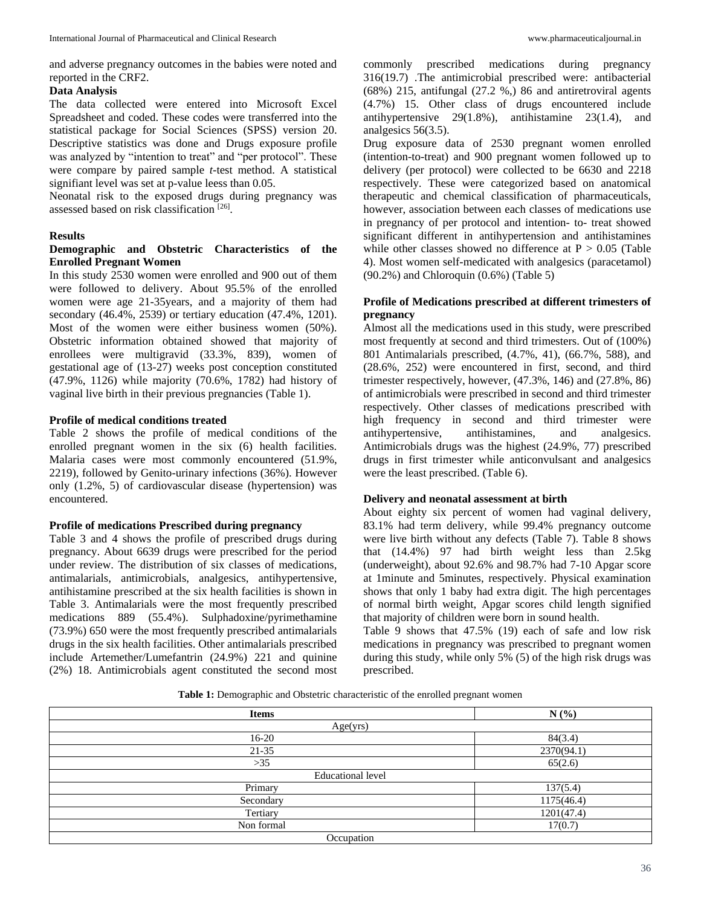and adverse pregnancy outcomes in the babies were noted and reported in the CRF2.

**Data Analysis**

The data collected were entered into Microsoft Excel Spreadsheet and coded. These codes were transferred into the statistical package for Social Sciences (SPSS) version 20. Descriptive statistics was done and Drugs exposure profile was analyzed by "intention to treat" and "per protocol". These were compare by paired sample *t*-test method. A statistical signifiant level was set at p-value leess than 0.05.

Neonatal risk to the exposed drugs during pregnancy was assessed based on risk classification [26].

**Results**

**Demographic and Obstetric Characteristics of the Enrolled Pregnant Women**

In this study 2530 women were enrolled and 900 out of them were followed to delivery. About 95.5% of the enrolled women were age 21-35years, and a majority of them had secondary (46.4%, 2539) or tertiary education (47.4%, 1201). Most of the women were either business women (50%). Obstetric information obtained showed that majority of enrollees were multigravid (33.3%, 839), women of gestational age of (13-27) weeks post conception constituted (47.9%, 1126) while majority (70.6%, 1782) had history of vaginal live birth in their previous pregnancies (Table 1).

**Profile of medical conditions treated**

Table 2 shows the profile of medical conditions of the enrolled pregnant women in the six (6) health facilities. Malaria cases were most commonly encountered (51.9%, 2219), followed by Genito-urinary infections (36%). However only (1.2%, 5) of cardiovascular disease (hypertension) was encountered.

**Profile of medications Prescribed during pregnancy**

Table 3 and 4 shows the profile of prescribed drugs during pregnancy. About 6639 drugs were prescribed for the period under review. The distribution of six classes of medications, antimalarials, antimicrobials, analgesics, antihypertensive, antihistamine prescribed at the six health facilities is shown in Table 3. Antimalarials were the most frequently prescribed medications 889 (55.4%). Sulphadoxine/pyrimethamine (73.9%) 650 were the most frequently prescribed antimalarials drugs in the six health facilities. Other antimalarials prescribed include Artemether/Lumefantrin (24.9%) 221 and quinine (2%) 18. Antimicrobials agent constituted the second most commonly prescribed medications during pregnancy 316(19.7) .The antimicrobial prescribed were: antibacterial (68%) 215, antifungal (27.2 %,) 86 and antiretroviral agents (4.7%) 15. Other class of drugs encountered include antihypertensive 29(1.8%), antihistamine 23(1.4), and analgesics 56(3.5).

Drug exposure data of 2530 pregnant women enrolled (intention-to-treat) and 900 pregnant women followed up to delivery (per protocol) were collected to be 6630 and 2218 respectively. These were categorized based on anatomical therapeutic and chemical classification of pharmaceuticals, however, association between each classes of medications use in pregnancy of per protocol and intention- to- treat showed significant different in antihypertension and antihistamines while other classes showed no difference at $P > 0.05$ (Table 4). Most women self-medicated with analgesics (paracetamol) (90.2%) and Chloroquin (0.6%) (Table 5)

**Profile of Medications prescribed at different trimesters of pregnancy**

Almost all the medications used in this study, were prescribed most frequently at second and third trimesters. Out of (100%) 801 Antimalarials prescribed, (4.7%, 41), (66.7%, 588), and (28.6%, 252) were encountered in first, second, and third trimester respectively, however, (47.3%, 146) and (27.8%, 86) of antimicrobials were prescribed in second and third trimester respectively. Other classes of medications prescribed with high frequency in second and third trimester were antihypertensive, antihistamines, and analgesics. Antimicrobials drugs was the highest (24.9%, 77) prescribed drugs in first trimester while anticonvulsant and analgesics were the least prescribed. (Table 6).

**Delivery and neonatal assessment at birth**

About eighty six percent of women had vaginal delivery, 83.1% had term delivery, while 99.4% pregnancy outcome were live birth without any defects (Table 7). Table 8 shows that (14.4%) 97 had birth weight less than 2.5kg (underweight), about 92.6% and 98.7% had 7-10 Apgar score at 1minute and 5minutes, respectively. Physical examination shows that only 1 baby had extra digit. The high percentages of normal birth weight, Apgar scores child length signified that majority of children were born in sound health.

Table 9 shows that 47.5% (19) each of safe and low risk medications in pregnancy was prescribed to pregnant women during this study, while only 5% (5) of the high risk drugs was prescribed.

**Table 1:** Demographic and Obstetric characteristic of the enrolled pregnant women

| Items | N (%) |
|---|---|
| Age(yrs) | |
| 16-20 | 84(3.4) |
| 21-35 | 2370(94.1) |
| >35 | 65(2.6) |
| Educational level | |
| Primary | 137(5.4) |
| Secondary | 1175(46.4) |
| Tertiary | 1201(47.4) |
| Non formal | 17(0.7) |
| Occupation | |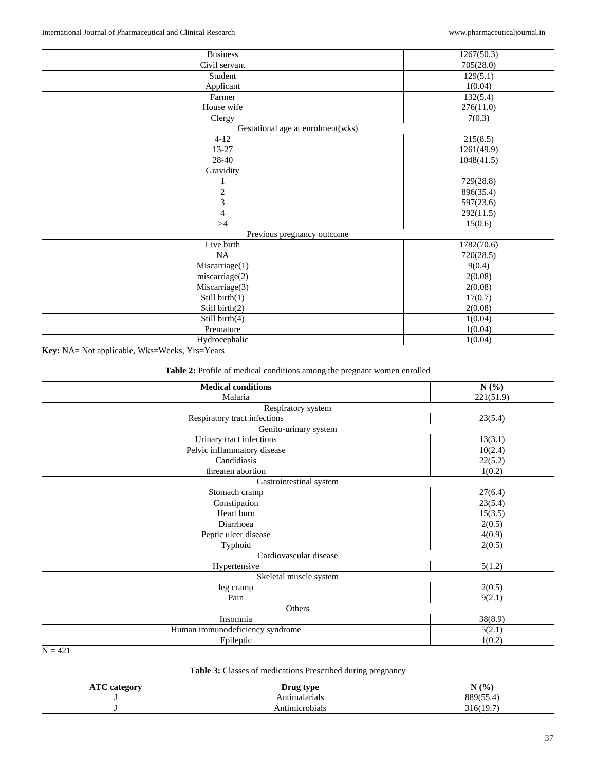| | |
|---|---|
| Business | 1267(50.3) |
| Civil servant | 705(28.0) |
| Student | 129(5.1) |
| Applicant | 1(0.04) |
| Farmer | 132(5.4) |
| House wife | 276(11.0) |
| Clergy | 7(0.3) |
| Gestational age at enrolment(wks) | |
| 4-12 | 215(8.5) |
| 13-27 | 1261(49.9) |
| 28-40 | 1048(41.5) |
| Gravidity | |
| 1 | 729(28.8) |
| 2 | 896(35.4) |
| 3 | 597(23.6) |
| 4 | 292(11.5) |
| *>4* | 15(0.6) |
| Previous pregnancy outcome | |
| Live birth | 1782(70.6) |
| NA | 720(28.5) |
| Miscarriage(1) | 9(0.4) |
| miscarriage(2) | 2(0.08) |
| Miscarriage(3) | 2(0.08) |
| Still birth(1) | 17(0.7) |
| Still birth(2) | 2(0.08) |
| Still birth(4) | 1(0.04) |
| Premature | 1(0.04) |
| Hydrocephalic | 1(0.04) |

**Key:** NA= Not applicable, Wks=Weeks, Yrs=Years

**Table 2:** Profile of medical conditions among the pregnant women enrolled

| Medical conditions | N (%) |
|---|---|
| Malaria | 221(51.9) |
| Respiratory system | |
| Respiratory tract infections | 23(5.4) |
| Genito-urinary system | |
| Urinary tract infections | 13(3.1) |
| Pelvic inflammatory disease | 10(2.4) |
| Candidiasis | 22(5.2) |
| threaten abortion | 1(0.2) |
| Gastrointestinal system | |
| Stomach cramp | 27(6.4) |
| Constipation | 23(5.4) |
| Heart burn | 15(3.5) |
| Diarrhoea | 2(0.5) |
| Peptic ulcer disease | 4(0.9) |
| Typhoid | 2(0.5) |
| Cardiovascular disease | |
| Hypertensive | 5(1.2) |
| Skeletal muscle system | |
| leg cramp | 2(0.5) |
| Pain | 9(2.1) |
| Others | |
| Insomnia | 38(8.9) |
| Human immunodeficiency syndrome | 5(2.1) |
| Epileptic | 1(0.2) |

N = 421

**Table 3:** Classes of medications Prescribed during pregnancy

| ATC category | Drug type | N (%) |
|---|---|---|
| J | Antimalarials | 889(55.4) |
| J | Antimicrobials | 316(19.7) |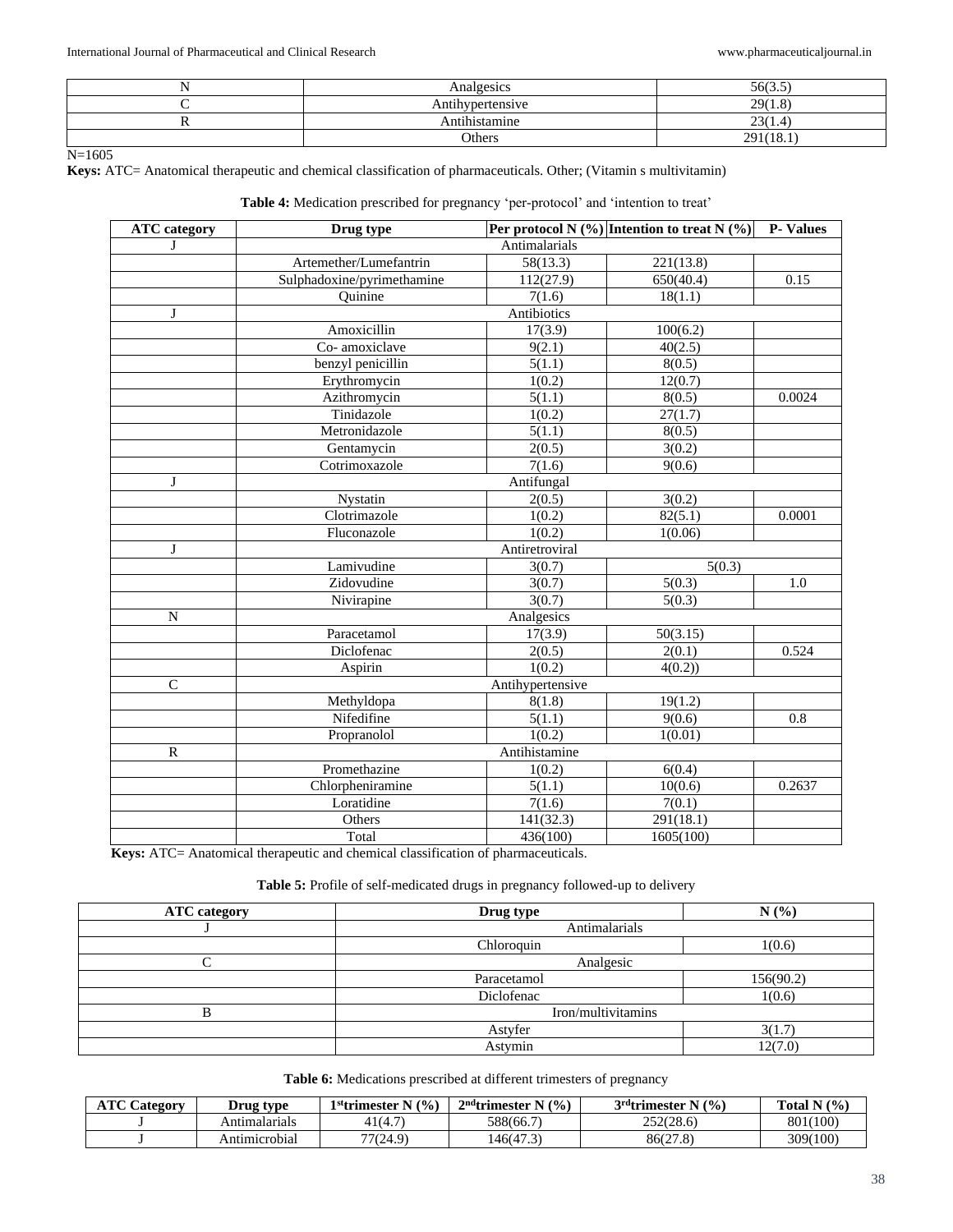| N | Analgesics | 56(3.5) |
|---|---|---|
| C | Antihypertensive | 29(1.8) |
| R | Antihistamine | 23(1.4) |
| | Others | 291(18.1) |

N=1605

**Keys:** ATC= Anatomical therapeutic and chemical classification of pharmaceuticals. Other; (Vitamin s multivitamin)

**Table 4:** Medication prescribed for pregnancy 'per-protocol' and 'intention to treat'

| ATC category | Drug type | Per protocol N (%) | Intention to treat N (%) | P- Values |
|---|---|---|---|---|
| J | Antimalarials | | | |
| | Artemether/Lumefantrin | 58(13.3) | 221(13.8) | |
| | Sulphadoxine/pyrimethamine | 112(27.9) | 650(40.4) | 0.15 |
| | Quinine | 7(1.6) | 18(1.1) | |
| J | Antibiotics | | | |
| | Amoxicillin | 17(3.9) | 100(6.2) | |
| | Co- amoxiclave | 9(2.1) | 40(2.5) | |
| | benzyl penicillin | 5(1.1) | 8(0.5) | |
| | Erythromycin | 1(0.2) | 12(0.7) | |
| | Azithromycin | 5(1.1) | 8(0.5) | 0.0024 |
| | Tinidazole | 1(0.2) | 27(1.7) | |
| | Metronidazole | 5(1.1) | 8(0.5) | |
| | Gentamycin | 2(0.5) | 3(0.2) | |
| | Cotrimoxazole | 7(1.6) | 9(0.6) | |
| J | Antifungal | | | |
| | Nystatin | 2(0.5) | 3(0.2) | |
| | Clotrimazole | 1(0.2) | 82(5.1) | 0.0001 |
| | Fluconazole | 1(0.2) | 1(0.06) | |
| J | Antiretroviral | | | |
| | Lamivudine | 3(0.7) | 5(0.3) | |
| | Zidovudine | 3(0.7) | 5(0.3) | 1.0 |
| | Nivirapine | 3(0.7) | 5(0.3) | |
| N | Analgesics | | | |
| | Paracetamol | 17(3.9) | 50(3.15) | |
| | Diclofenac | 2(0.5) | 2(0.1) | 0.524 |
| | Aspirin | 1(0.2) | 4(0.2)) | |
| C | Antihypertensive | | | |
| | Methyldopa | 8(1.8) | 19(1.2) | |
| | Nifedifine | 5(1.1) | 9(0.6) | 0.8 |
| | Propranolol | 1(0.2) | 1(0.01) | |
| R | Antihistamine | | | |
| | Promethazine | 1(0.2) | 6(0.4) | |
| | Chlorpheniramine | 5(1.1) | 10(0.6) | 0.2637 |
| | Loratidine | 7(1.6) | 7(0.1) | |
| | Others | 141(32.3) | 291(18.1) | |
| | Total | 436(100) | 1605(100) | |

**Keys:** ATC= Anatomical therapeutic and chemical classification of pharmaceuticals.

**Table 5:** Profile of self-medicated drugs in pregnancy followed-up to delivery

| ATC category | Drug type | N (%) |
|---|---|---|
| J | Antimalarials | |
| | Chloroquin | 1(0.6) |
| C | Analgesic | |
| | Paracetamol | 156(90.2) |
| | Diclofenac | 1(0.6) |
| B | Iron/multivitamins | |
| | Astyfer | 3(1.7) |
| | Astymin | 12(7.0) |

**Table 6:** Medications prescribed at different trimesters of pregnancy

| ATC Category | Drug type | 1st trimester N (%) | 2nd trimester N (%) | 3rd trimester N (%) | Total N (%) |
|---|---|---|---|---|---|
| J | Antimalarials | 41(4.7) | 588(66.7) | 252(28.6) | 801(100) |
| J | Antimicrobial | 77(24.9) | 146(47.3) | 86(27.8) | 309(100) |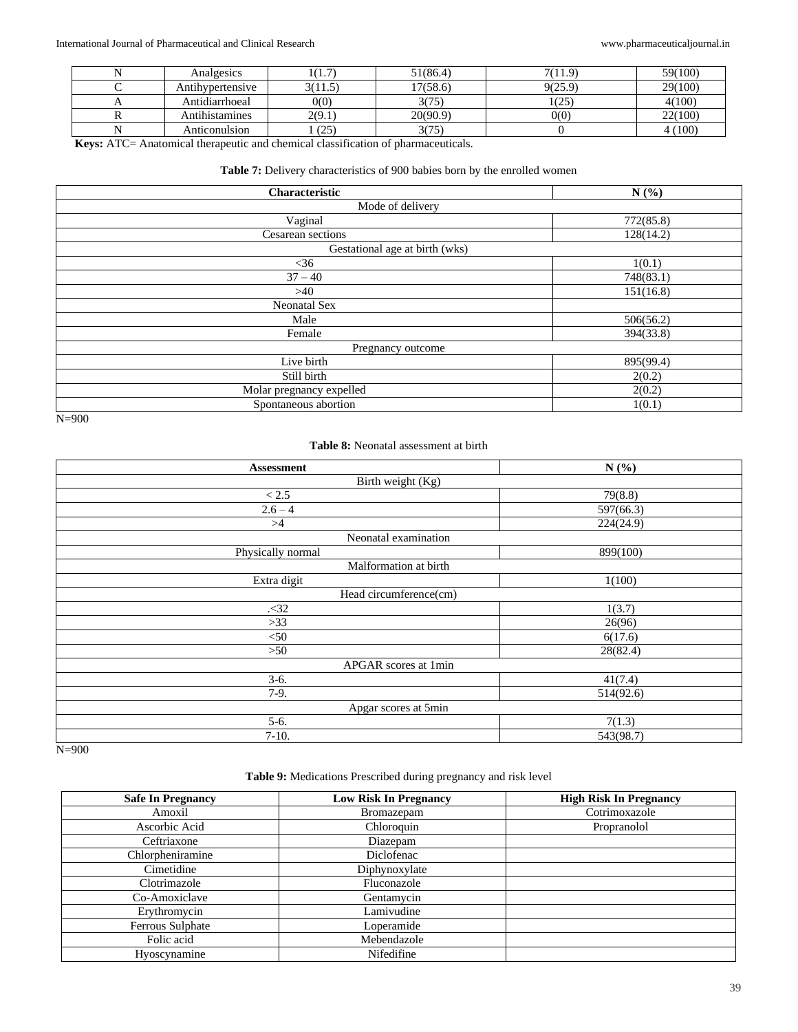| N | Analgesics | 1(1.7) | 51(86.4) | 7(11.9) | 59(100) |
|---|---|---|---|---|---|
| C | Antihypertensive | 3(11.5) | 17(58.6) | 9(25.9) | 29(100) |
| A | Antidiarrhoeal | 0(0) | 3(75) | 1(25) | 4(100) |
| R | Antihistamines | 2(9.1) | 20(90.9) | 0(0) | 22(100) |
| N | Anticonulsion | 1 (25) | 3(75) | 0 | 4 (100) |

**Keys:** ATC= Anatomical therapeutic and chemical classification of pharmaceuticals.

**Table 7:** Delivery characteristics of 900 babies born by the enrolled women

| Characteristic | N (%) |
|---|---|
| Mode of delivery | |
| Vaginal | 772(85.8) |
| Cesarean sections | 128(14.2) |
| Gestational age at birth (wks) | |
| <36 | 1(0.1) |
| 37 – 40 | 748(83.1) |
| >40 | 151(16.8) |
| Neonatal Sex | |
| Male | 506(56.2) |
| Female | 394(33.8) |
| Pregnancy outcome | |
| Live birth | 895(99.4) |
| Still birth | 2(0.2) |
| Molar pregnancy expelled | 2(0.2) |
| Spontaneous abortion | 1(0.1) |

N=900

**Table 8:** Neonatal assessment at birth

| Assessment | N (%) |
|---|---|
| Birth weight (Kg) | |
| < 2.5 | 79(8.8) |
| 2.6 – 4 | 597(66.3) |
| >4 | 224(24.9) |
| Neonatal examination | |
| Physically normal | 899(100) |
| Malformation at birth | |
| Extra digit | 1(100) |
| Head circumference(cm) | |
| .<32 | 1(3.7) |
| >33 | 26(96) |
| <50 | 6(17.6) |
| >50 | 28(82.4) |
| APGAR scores at 1min | |
| 3-6. | 41(7.4) |
| 7-9. | 514(92.6) |
| Apgar scores at 5min | |
| 5-6. | 7(1.3) |
| 7-10. | 543(98.7) |

N=900

**Table 9:** Medications Prescribed during pregnancy and risk level

| Safe In Pregnancy | Low Risk In Pregnancy | High Risk In Pregnancy |
|---|---|---|
| Amoxil | Bromazepam | Cotrimoxazole |
| Ascorbic Acid | Chloroquin | Propranolol |
| Ceftriaxone | Diazepam | |
| Chlorpheniramine | Diclofenac | |
| Cimetidine | Diphynoxylate | |
| Clotrimazole | Fluconazole | |
| Co-Amoxiclave | Gentamycin | |
| Erythromycin | Lamivudine | |
| Ferrous Sulphate | Loperamide | |
| Folic acid | Mebendazole | |
| Hyoscynamine | Nifedifine | |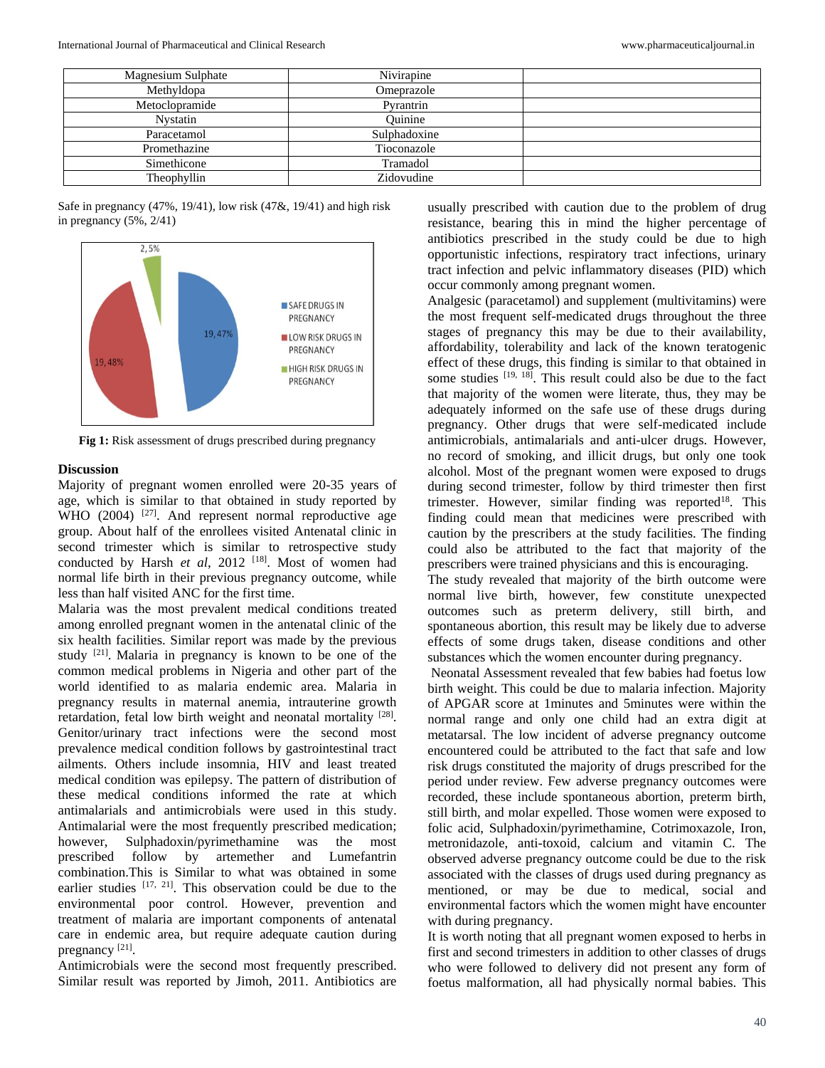| Magnesium Sulphate | Nivirapine | |
|---|---|---|
| Methyldopa | Omeprazole | |
| Metoclopramide | Pyrantrin | |
| Nystatin | Quinine | |
| Paracetamol | Sulphadoxine | |
| Promethazine | Tioconazole | |
| Simethicone | Tramadol | |
| Theophyllin | Zidovudine | |

Safe in pregnancy (47%, 19/41), low risk (47&, 19/41) and high risk in pregnancy (5%, 2/41)

**Fig 1:** Risk assessment of drugs prescribed during pregnancy

## Discussion

Majority of pregnant women enrolled were 20-35 years of age, which is similar to that obtained in study reported by WHO (2004) [27]. And represent normal reproductive age group. About half of the enrollees visited Antenatal clinic in second trimester which is similar to retrospective study conducted by Harsh *et al*, 2012 [18]. Most of women had normal life birth in their previous pregnancy outcome, while less than half visited ANC for the first time.

Malaria was the most prevalent medical conditions treated among enrolled pregnant women in the antenatal clinic of the six health facilities. Similar report was made by the previous study [21]. Malaria in pregnancy is known to be one of the common medical problems in Nigeria and other part of the world identified to as malaria endemic area. Malaria in pregnancy results in maternal anemia, intrauterine growth retardation, fetal low birth weight and neonatal mortality [28]. Genitor/urinary tract infections were the second most prevalence medical condition follows by gastrointestinal tract ailments. Others include insomnia, HIV and least treated medical condition was epilepsy. The pattern of distribution of these medical conditions informed the rate at which antimalarials and antimicrobials were used in this study. Antimalarial were the most frequently prescribed medication; however, Sulphadoxin/pyrimethamine was the most prescribed follow by artemether and Lumefantrin combination.This is Similar to what was obtained in some earlier studies [17, 21]. This observation could be due to the environmental poor control. However, prevention and treatment of malaria are important components of antenatal care in endemic area, but require adequate caution during pregnancy [21].

Antimicrobials were the second most frequently prescribed. Similar result was reported by Jimoh, 2011. Antibiotics are usually prescribed with caution due to the problem of drug resistance, bearing this in mind the higher percentage of antibiotics prescribed in the study could be due to high opportunistic infections, respiratory tract infections, urinary tract infection and pelvic inflammatory diseases (PID) which occur commonly among pregnant women.

Analgesic (paracetamol) and supplement (multivitamins) were the most frequent self-medicated drugs throughout the three stages of pregnancy this may be due to their availability, affordability, tolerability and lack of the known teratogenic effect of these drugs, this finding is similar to that obtained in some studies [19, 18]. This result could also be due to the fact that majority of the women were literate, thus, they may be adequately informed on the safe use of these drugs during pregnancy. Other drugs that were self-medicated include antimicrobials, antimalarials and anti-ulcer drugs. However, no record of smoking, and illicit drugs, but only one took alcohol. Most of the pregnant women were exposed to drugs during second trimester, follow by third trimester then first trimester. However, similar finding was reported[18]. This finding could mean that medicines were prescribed with caution by the prescribers at the study facilities. The finding could also be attributed to the fact that majority of the prescribers were trained physicians and this is encouraging.

The study revealed that majority of the birth outcome were normal live birth, however, few constitute unexpected outcomes such as preterm delivery, still birth, and spontaneous abortion, this result may be likely due to adverse effects of some drugs taken, disease conditions and other substances which the women encounter during pregnancy.

Neonatal Assessment revealed that few babies had foetus low birth weight. This could be due to malaria infection. Majority of APGAR score at 1minutes and 5minutes were within the normal range and only one child had an extra digit at metatarsal. The low incident of adverse pregnancy outcome encountered could be attributed to the fact that safe and low risk drugs constituted the majority of drugs prescribed for the period under review. Few adverse pregnancy outcomes were recorded, these include spontaneous abortion, preterm birth, still birth, and molar expelled. Those women were exposed to folic acid, Sulphadoxin/pyrimethamine, Cotrimoxazole, Iron, metronidazole, anti-toxoid, calcium and vitamin C. The observed adverse pregnancy outcome could be due to the risk associated with the classes of drugs used during pregnancy as mentioned, or may be due to medical, social and environmental factors which the women might have encounter with during pregnancy.

It is worth noting that all pregnant women exposed to herbs in first and second trimesters in addition to other classes of drugs who were followed to delivery did not present any form of foetus malformation, all had physically normal babies. This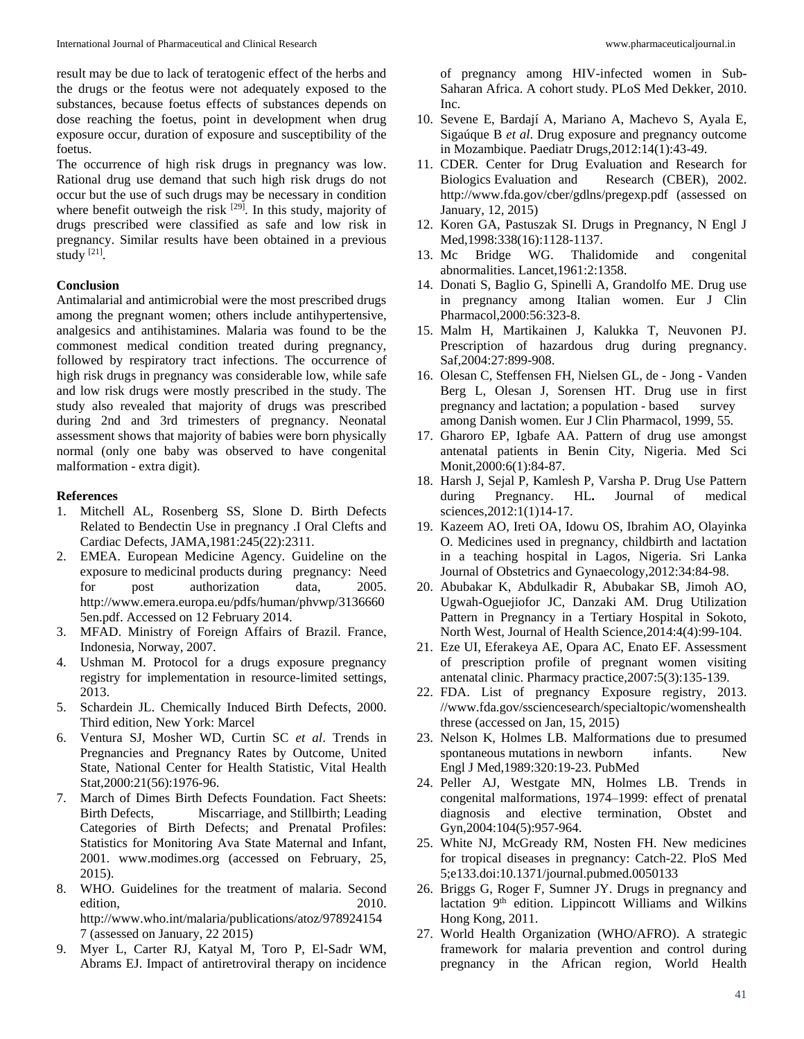result may be due to lack of teratogenic effect of the herbs and the drugs or the feotus were not adequately exposed to the substances, because foetus effects of substances depends on dose reaching the foetus, point in development when drug exposure occur, duration of exposure and susceptibility of the foetus.

The occurrence of high risk drugs in pregnancy was low. Rational drug use demand that such high risk drugs do not occur but the use of such drugs may be necessary in condition where benefit outweigh the risk [29]. In this study, majority of drugs prescribed were classified as safe and low risk in pregnancy. Similar results have been obtained in a previous study [21].

## Conclusion

Antimalarial and antimicrobial were the most prescribed drugs among the pregnant women; others include antihypertensive, analgesics and antihistamines. Malaria was found to be the commonest medical condition treated during pregnancy, followed by respiratory tract infections. The occurrence of high risk drugs in pregnancy was considerable low, while safe and low risk drugs were mostly prescribed in the study. The study also revealed that majority of drugs was prescribed during 2nd and 3rd trimesters of pregnancy. Neonatal assessment shows that majority of babies were born physically normal (only one baby was observed to have congenital malformation - extra digit).

## References

1. Mitchell AL, Rosenberg SS, Slone D. Birth Defects Related to Bendectin Use in pregnancy .I Oral Clefts and Cardiac Defects, JAMA,1981:245(22):2311.
2. EMEA. European Medicine Agency. Guideline on the exposure to medicinal products during pregnancy: Need for post authorization data, 2005. http://www.emera.europa.eu/pdfs/human/phvwp/31366605en.pdf. Accessed on 12 February 2014.
3. MFAD. Ministry of Foreign Affairs of Brazil. France, Indonesia, Norway, 2007.
4. Ushman M. Protocol for a drugs exposure pregnancy registry for implementation in resource-limited settings, 2013.
5. Schardein JL. Chemically Induced Birth Defects, 2000. Third edition, New York: Marcel
6. Ventura SJ, Mosher WD, Curtin SC *et al*. Trends in Pregnancies and Pregnancy Rates by Outcome, United State, National Center for Health Statistic, Vital Health Stat,2000:21(56):1976-96.
7. March of Dimes Birth Defects Foundation. Fact Sheets: Birth Defects, Miscarriage, and Stillbirth; Leading Categories of Birth Defects; and Prenatal Profiles: Statistics for Monitoring Ava State Maternal and Infant, 2001. www.modimes.org (accessed on February, 25, 2015).
8. WHO. Guidelines for the treatment of malaria. Second edition, 2010. http://www.who.int/malaria/publications/atoz/9789241547 (assessed on January, 22 2015)
9. Myer L, Carter RJ, Katyal M, Toro P, El-Sadr WM, Abrams EJ. Impact of antiretroviral therapy on incidence of pregnancy among HIV-infected women in Sub-Saharan Africa. A cohort study. PLoS Med Dekker, 2010. Inc.
10. Sevene E, Bardají A, Mariano A, Machevo S, Ayala E, Sigaúque B *et al*. Drug exposure and pregnancy outcome in Mozambique. Paediatr Drugs,2012:14(1):43-49.
11. CDER. Center for Drug Evaluation and Research for Biologics Evaluation and Research (CBER), 2002. http://www.fda.gov/cber/gdlns/pregexp.pdf (assessed on January, 12, 2015)
12. Koren GA, Pastuszak SI. Drugs in Pregnancy, N Engl J Med,1998:338(16):1128-1137.
13. Mc Bridge WG. Thalidomide and congenital abnormalities. Lancet,1961:2:1358.
14. Donati S, Baglio G, Spinelli A, Grandolfo ME. Drug use in pregnancy among Italian women. Eur J Clin Pharmacol,2000:56:323-8.
15. Malm H, Martikainen J, Kalukka T, Neuvonen PJ. Prescription of hazardous drug during pregnancy. Saf,2004:27:899-908.
16. Olesan C, Steffensen FH, Nielsen GL, de - Jong - Vanden Berg L, Olesan J, Sorensen HT. Drug use in first pregnancy and lactation; a population - based survey among Danish women. Eur J Clin Pharmacol, 1999, 55.
17. Gharoro EP, Igbafe AA. Pattern of drug use amongst antenatal patients in Benin City, Nigeria. Med Sci Monit,2000:6(1):84-87.
18. Harsh J, Sejal P, Kamlesh P, Varsha P. Drug Use Pattern during Pregnancy. HL**.** Journal of medical sciences,2012:1(1)14-17.
19. Kazeem AO, Ireti OA, Idowu OS, Ibrahim AO, Olayinka O. Medicines used in pregnancy, childbirth and lactation in a teaching hospital in Lagos, Nigeria. Sri Lanka Journal of Obstetrics and Gynaecology,2012:34:84-98.
20. Abubakar K, Abdulkadir R, Abubakar SB, Jimoh AO, Ugwah-Oguejiofor JC, Danzaki AM. Drug Utilization Pattern in Pregnancy in a Tertiary Hospital in Sokoto, North West, Journal of Health Science,2014:4(4):99-104.
21. Eze UI, Eferakeya AE, Opara AC, Enato EF. Assessment of prescription profile of pregnant women visiting antenatal clinic. Pharmacy practice,2007:5(3):135-139.
22. FDA. List of pregnancy Exposure registry, 2013. //www.fda.gov/ssciencesearch/specialtopic/womenshealth threse (accessed on Jan, 15, 2015)
23. Nelson K, Holmes LB. Malformations due to presumed spontaneous mutations in newborn infants. New Engl J Med,1989:320:19-23. PubMed
24. Peller AJ, Westgate MN, Holmes LB. Trends in congenital malformations, 1974–1999: effect of prenatal diagnosis and elective termination, Obstet and Gyn,2004:104(5):957-964.
25. White NJ, McGready RM, Nosten FH. New medicines for tropical diseases in pregnancy: Catch-22. PloS Med 5;e133.doi:10.1371/journal.pubmed.0050133
26. Briggs G, Roger F, Sumner JY. Drugs in pregnancy and lactation 9th edition. Lippincott Williams and Wilkins Hong Kong, 2011.
27. World Health Organization (WHO/AFRO). A strategic framework for malaria prevention and control during pregnancy in the African region, World Health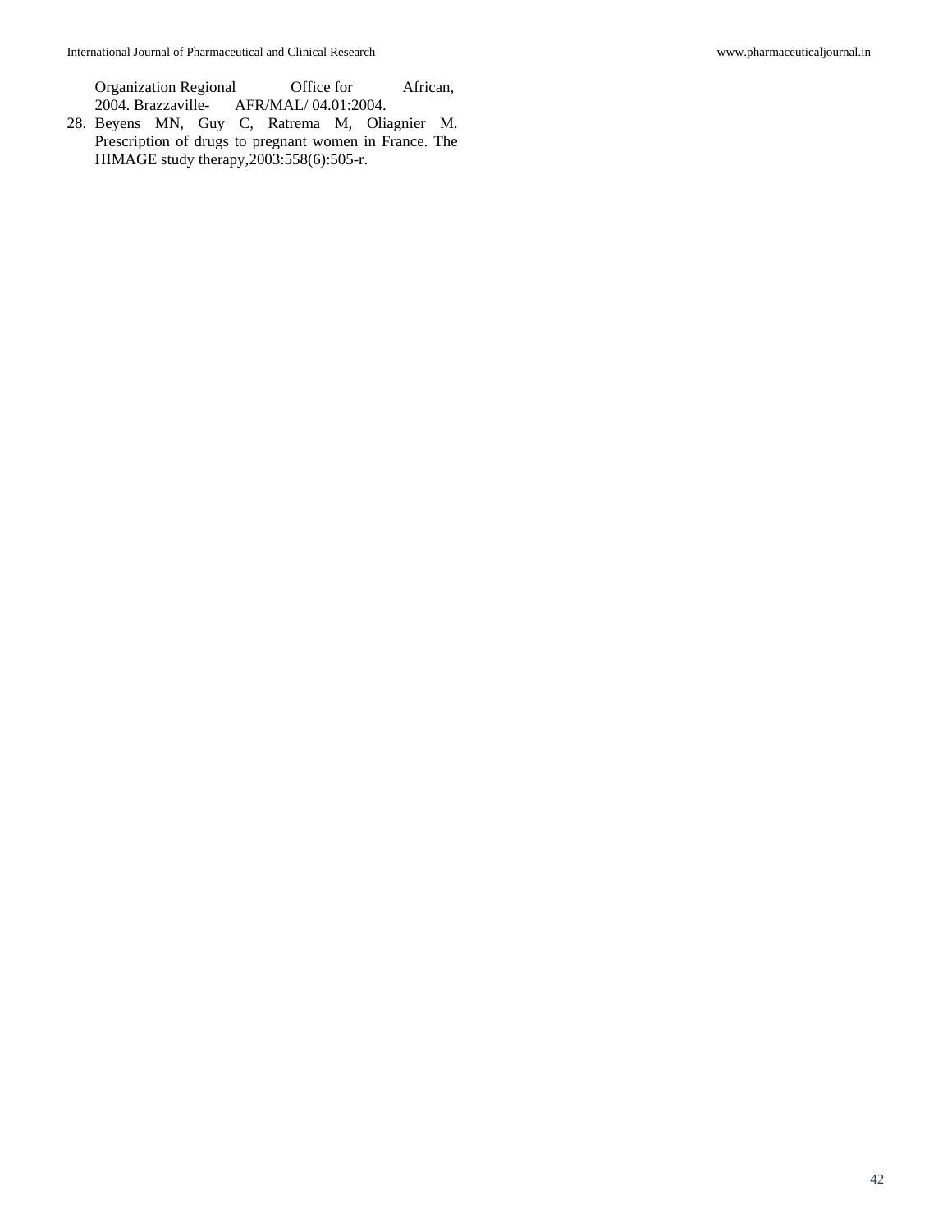Organization Regional Office for African, 2004. Brazzaville- AFR/MAL/ 04.01:2004.

28. Beyens MN, Guy C, Ratrema M, Oliagnier M. Prescription of drugs to pregnant women in France. The HIMAGE study therapy,2003:558(6):505-r.